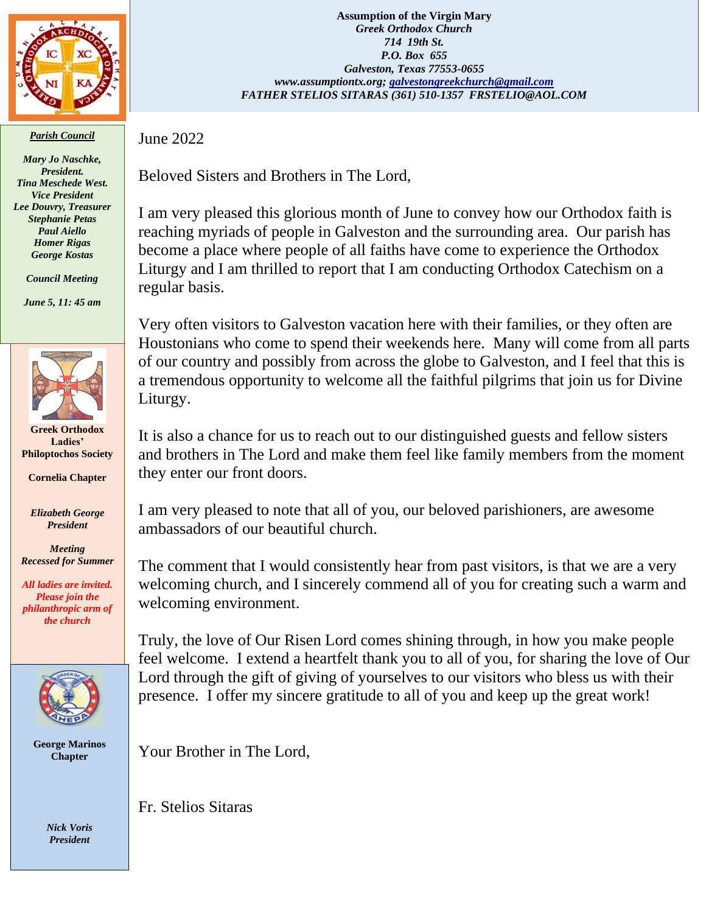**Assumption of the Virgin Mary**
*Greek Orthodox Church*
*714 19th St.*
*P.O. Box 655*
*Galveston, Texas 77553-0655*
*www.assumptiontx.org; galvestongreekchurch@gmail.com*
*FATHER STELIOS SITARAS (361) 510-1357 FRSTELIO@AOL.COM*

***Parish Council***

*Mary Jo Naschke, President.*
*Tina Meschede West. Vice President*
*Lee Douvry, Treasurer*
*Stephanie Petas*
*Paul Aiello*
*Homer Rigas*
*George Kostas*

*Council Meeting*

*June 5, 11: 45 am*

**Greek Orthodox Ladies' Philoptochos Society**

**Cornelia Chapter**

*Elizabeth George President*

*Meeting Recessed for Summer*

*All ladies are invited. Please join the philanthropic arm of the church*

**George Marinos Chapter**

*Nick Voris President*

June 2022

Beloved Sisters and Brothers in The Lord,

I am very pleased this glorious month of June to convey how our Orthodox faith is reaching myriads of people in Galveston and the surrounding area. Our parish has become a place where people of all faiths have come to experience the Orthodox Liturgy and I am thrilled to report that I am conducting Orthodox Catechism on a regular basis.

Very often visitors to Galveston vacation here with their families, or they often are Houstonians who come to spend their weekends here. Many will come from all parts of our country and possibly from across the globe to Galveston, and I feel that this is a tremendous opportunity to welcome all the faithful pilgrims that join us for Divine Liturgy.

It is also a chance for us to reach out to our distinguished guests and fellow sisters and brothers in The Lord and make them feel like family members from the moment they enter our front doors.

I am very pleased to note that all of you, our beloved parishioners, are awesome ambassadors of our beautiful church.

The comment that I would consistently hear from past visitors, is that we are a very welcoming church, and I sincerely commend all of you for creating such a warm and welcoming environment.

Truly, the love of Our Risen Lord comes shining through, in how you make people feel welcome. I extend a heartfelt thank you to all of you, for sharing the love of Our Lord through the gift of giving of yourselves to our visitors who bless us with their presence. I offer my sincere gratitude to all of you and keep up the great work!

Your Brother in The Lord,

Fr. Stelios Sitaras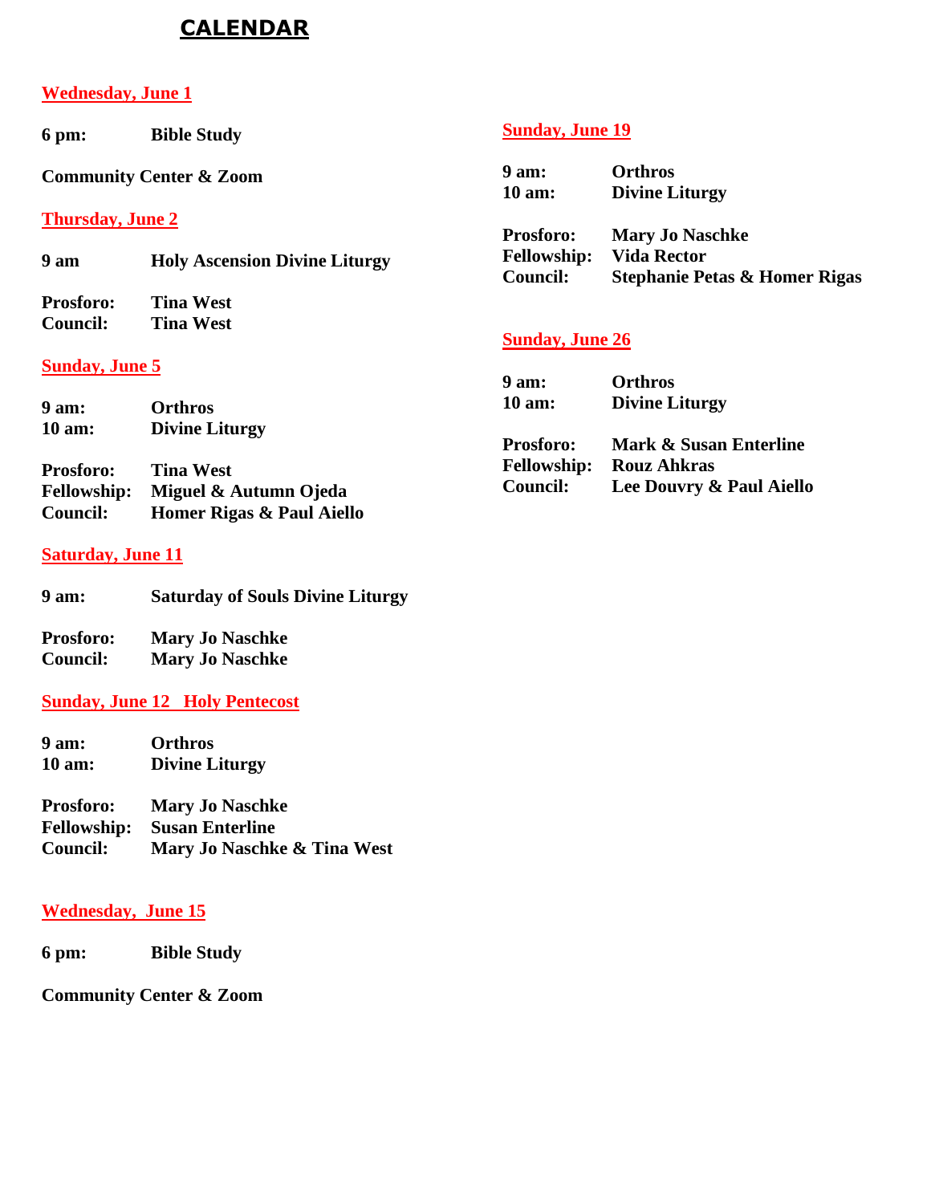# CALENDAR

## Wednesday, June 1

**6 pm:** **Bible Study**

**Community Center & Zoom**

## Thursday, June 2

**9 am** **Holy Ascension Divine Liturgy**

**Prosforo:** **Tina West**
**Council:** **Tina West**

## Sunday, June 5

**9 am:** **Orthros**
**10 am:** **Divine Liturgy**

**Prosforo:** **Tina West**
**Fellowship:** **Miguel & Autumn Ojeda**
**Council:** **Homer Rigas & Paul Aiello**

## Saturday, June 11

**9 am:** **Saturday of Souls Divine Liturgy**

**Prosforo:** **Mary Jo Naschke**
**Council:** **Mary Jo Naschke**

## Sunday, June 12 Holy Pentecost

**9 am:** **Orthros**
**10 am:** **Divine Liturgy**

**Prosforo:** **Mary Jo Naschke**
**Fellowship:** **Susan Enterline**
**Council:** **Mary Jo Naschke & Tina West**

## Wednesday, June 15

**6 pm:** **Bible Study**

**Community Center & Zoom**

## Sunday, June 19

**9 am:** **Orthros**
**10 am:** **Divine Liturgy**

**Prosforo:** **Mary Jo Naschke**
**Fellowship:** **Vida Rector**
**Council:** **Stephanie Petas & Homer Rigas**

## Sunday, June 26

**9 am:** **Orthros**
**10 am:** **Divine Liturgy**

**Prosforo:** **Mark & Susan Enterline**
**Fellowship:** **Rouz Ahkras**
**Council:** **Lee Douvry & Paul Aiello**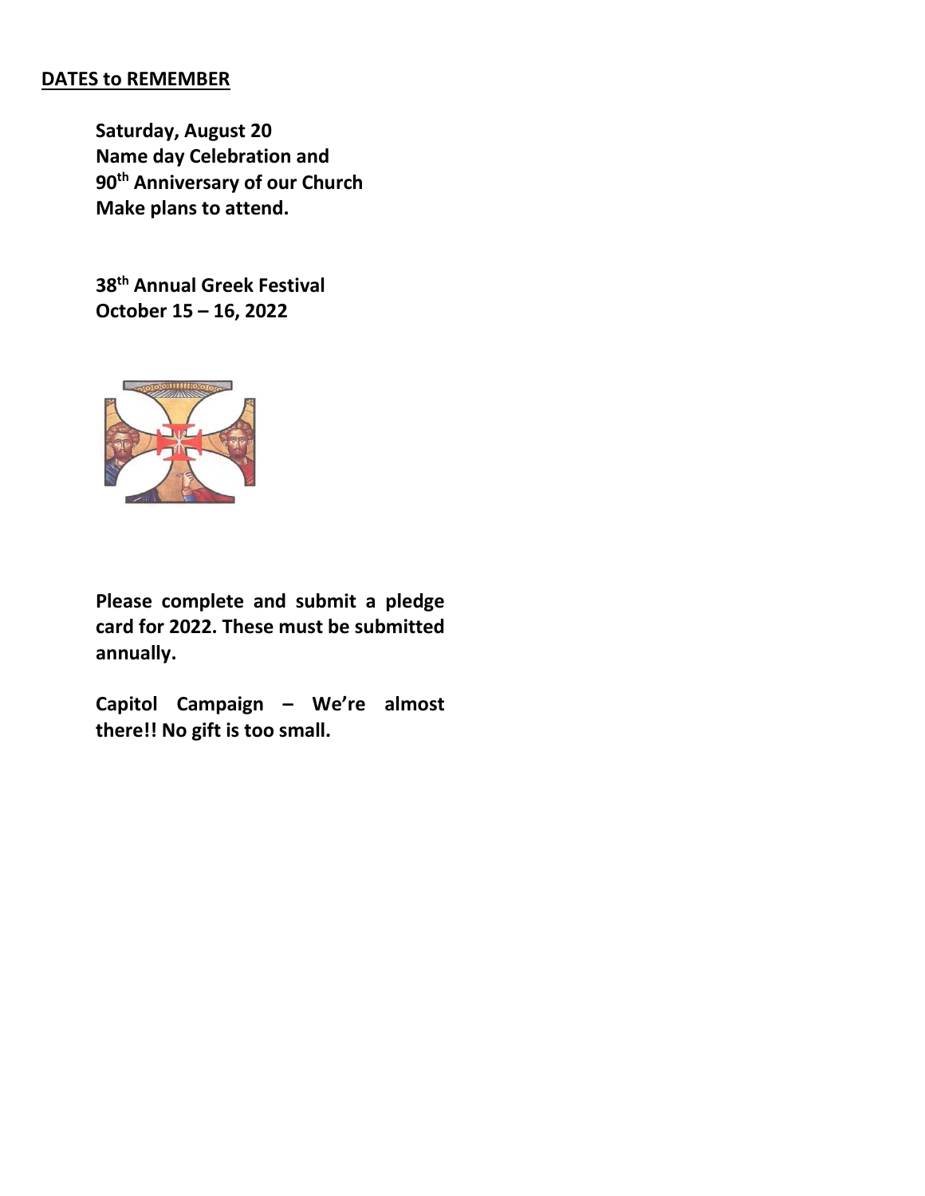**DATES to REMEMBER**

**Saturday, August 20**
**Name day Celebration and**
**90th Anniversary of our Church**
**Make plans to attend.**

**38th Annual Greek Festival**
**October 15 – 16, 2022**

**Please complete and submit a pledge card for 2022. These must be submitted annually.**

**Capitol Campaign – We're almost there!! No gift is too small.**